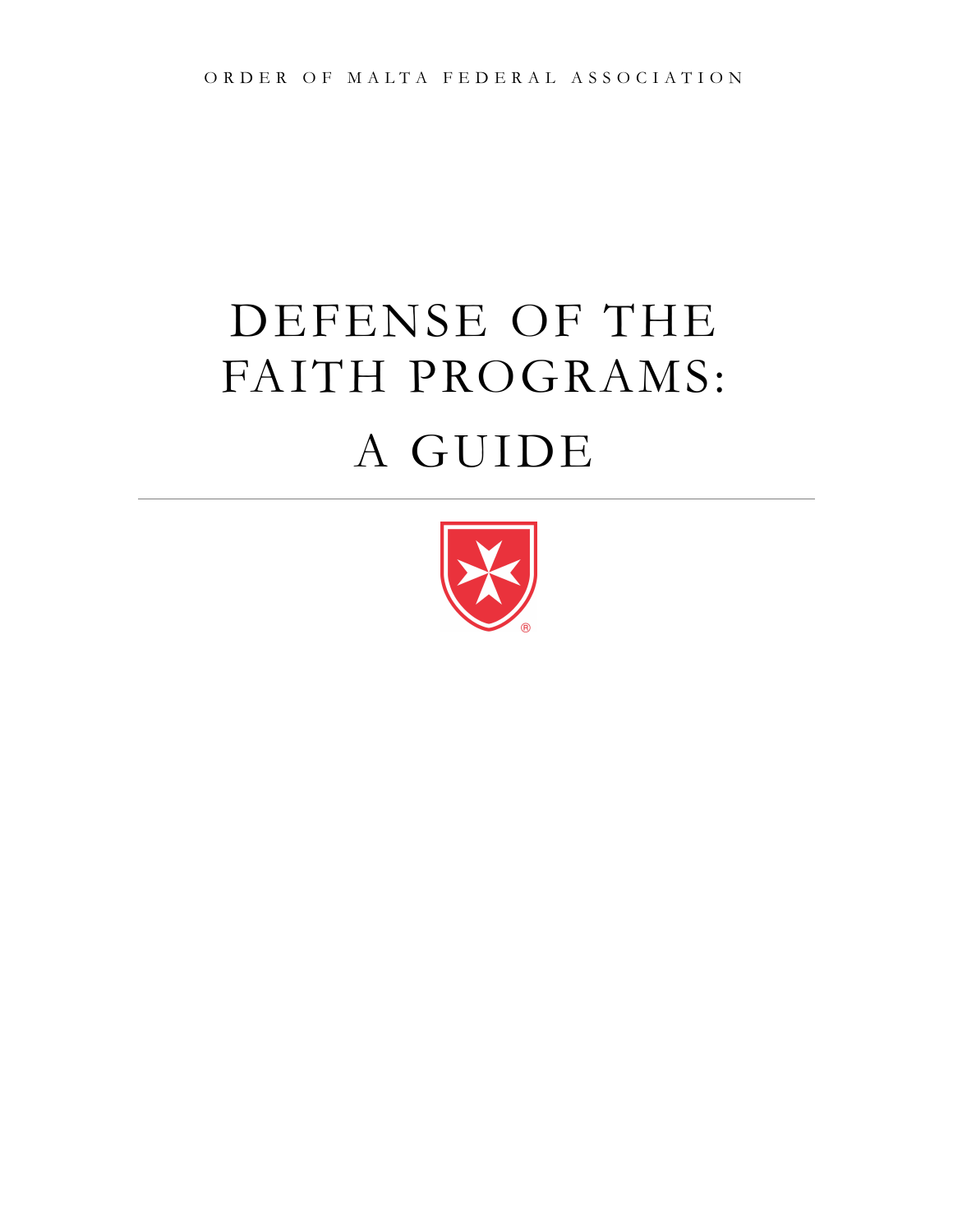ORDER OF MALTA FEDERAL ASSOCIATION

# DEFENSE OF THE FAITH PROGRAMS: A GUIDE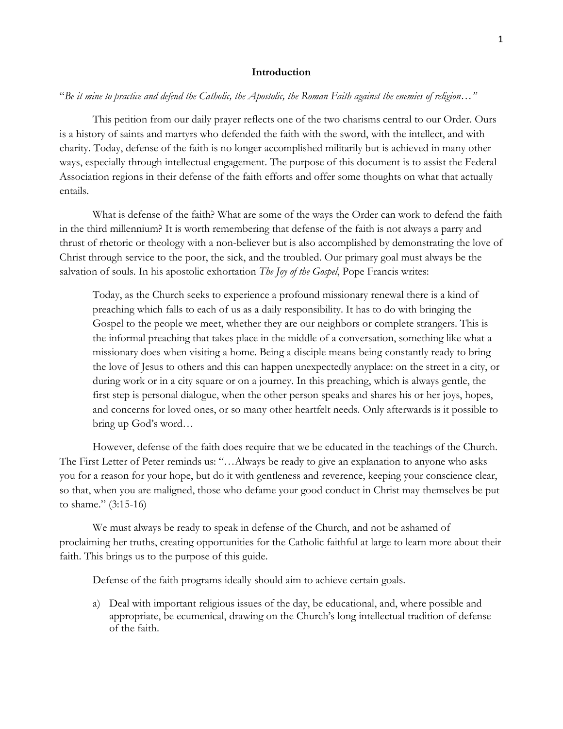## Introduction

"*Be it mine to practice and defend the Catholic, the Apostolic, the Roman Faith against the enemies of religion…"*

This petition from our daily prayer reflects one of the two charisms central to our Order. Ours is a history of saints and martyrs who defended the faith with the sword, with the intellect, and with charity. Today, defense of the faith is no longer accomplished militarily but is achieved in many other ways, especially through intellectual engagement. The purpose of this document is to assist the Federal Association regions in their defense of the faith efforts and offer some thoughts on what that actually entails.

What is defense of the faith? What are some of the ways the Order can work to defend the faith in the third millennium? It is worth remembering that defense of the faith is not always a parry and thrust of rhetoric or theology with a non-believer but is also accomplished by demonstrating the love of Christ through service to the poor, the sick, and the troubled. Our primary goal must always be the salvation of souls. In his apostolic exhortation *The Joy of the Gospel*, Pope Francis writes:

> Today, as the Church seeks to experience a profound missionary renewal there is a kind of preaching which falls to each of us as a daily responsibility. It has to do with bringing the Gospel to the people we meet, whether they are our neighbors or complete strangers. This is the informal preaching that takes place in the middle of a conversation, something like what a missionary does when visiting a home. Being a disciple means being constantly ready to bring the love of Jesus to others and this can happen unexpectedly anyplace: on the street in a city, or during work or in a city square or on a journey. In this preaching, which is always gentle, the first step is personal dialogue, when the other person speaks and shares his or her joys, hopes, and concerns for loved ones, or so many other heartfelt needs. Only afterwards is it possible to bring up God's word…

However, defense of the faith does require that we be educated in the teachings of the Church. The First Letter of Peter reminds us: "…Always be ready to give an explanation to anyone who asks you for a reason for your hope, but do it with gentleness and reverence, keeping your conscience clear, so that, when you are maligned, those who defame your good conduct in Christ may themselves be put to shame." (3:15-16)

We must always be ready to speak in defense of the Church, and not be ashamed of proclaiming her truths, creating opportunities for the Catholic faithful at large to learn more about their faith. This brings us to the purpose of this guide.

Defense of the faith programs ideally should aim to achieve certain goals.

a) Deal with important religious issues of the day, be educational, and, where possible and appropriate, be ecumenical, drawing on the Church's long intellectual tradition of defense of the faith.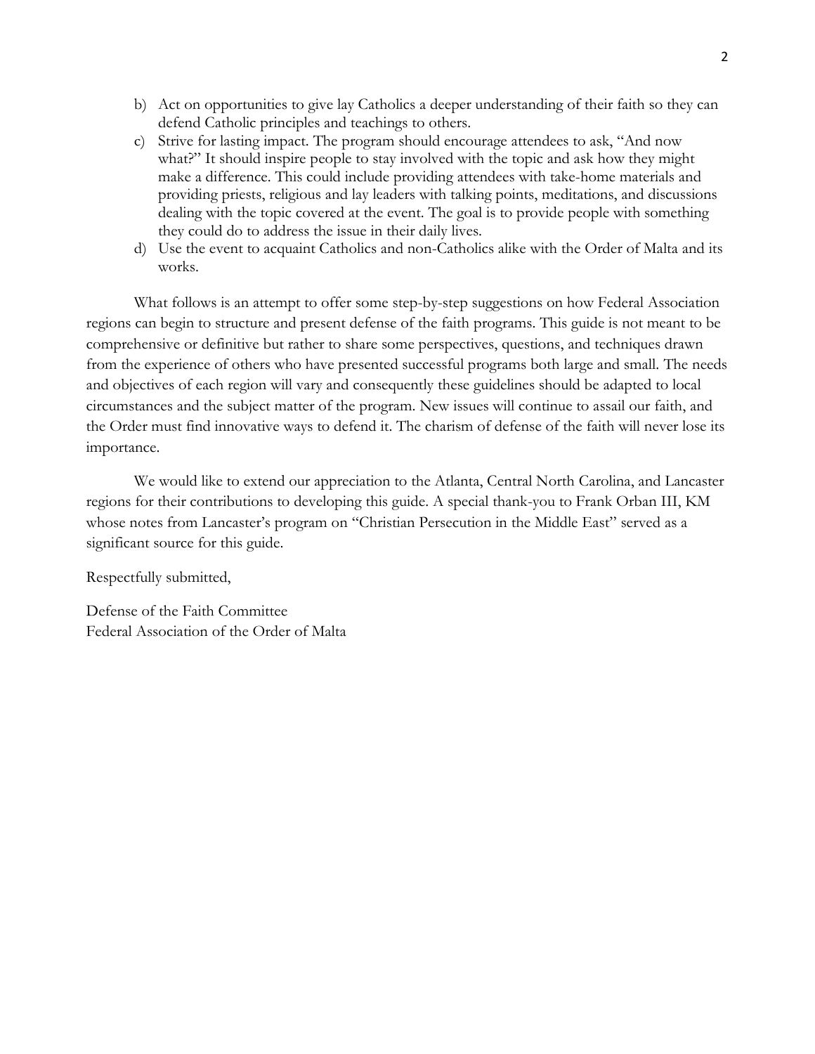b) Act on opportunities to give lay Catholics a deeper understanding of their faith so they can defend Catholic principles and teachings to others.
c) Strive for lasting impact. The program should encourage attendees to ask, "And now what?" It should inspire people to stay involved with the topic and ask how they might make a difference. This could include providing attendees with take-home materials and providing priests, religious and lay leaders with talking points, meditations, and discussions dealing with the topic covered at the event. The goal is to provide people with something they could do to address the issue in their daily lives.
d) Use the event to acquaint Catholics and non-Catholics alike with the Order of Malta and its works.

What follows is an attempt to offer some step-by-step suggestions on how Federal Association regions can begin to structure and present defense of the faith programs. This guide is not meant to be comprehensive or definitive but rather to share some perspectives, questions, and techniques drawn from the experience of others who have presented successful programs both large and small. The needs and objectives of each region will vary and consequently these guidelines should be adapted to local circumstances and the subject matter of the program. New issues will continue to assail our faith, and the Order must find innovative ways to defend it. The charism of defense of the faith will never lose its importance.

We would like to extend our appreciation to the Atlanta, Central North Carolina, and Lancaster regions for their contributions to developing this guide. A special thank-you to Frank Orban III, KM whose notes from Lancaster's program on "Christian Persecution in the Middle East" served as a significant source for this guide.

Respectfully submitted,

Defense of the Faith Committee
Federal Association of the Order of Malta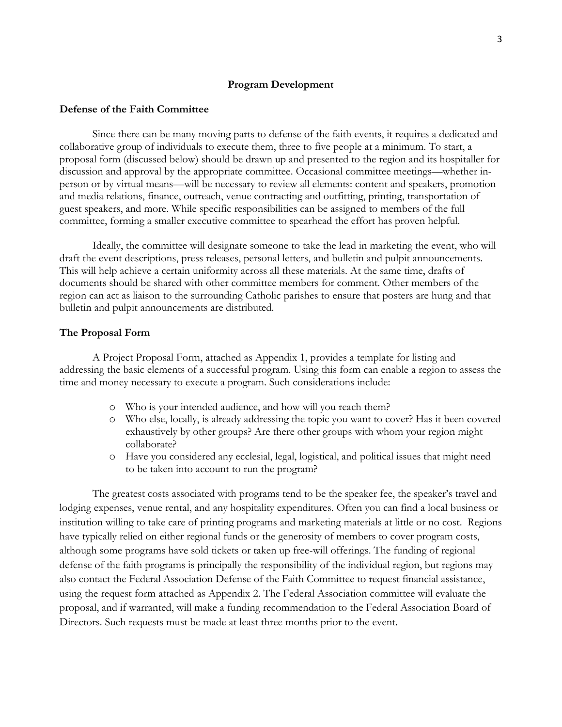## Program Development

### Defense of the Faith Committee

Since there can be many moving parts to defense of the faith events, it requires a dedicated and collaborative group of individuals to execute them, three to five people at a minimum. To start, a proposal form (discussed below) should be drawn up and presented to the region and its hospitaller for discussion and approval by the appropriate committee. Occasional committee meetings—whether in-person or by virtual means—will be necessary to review all elements: content and speakers, promotion and media relations, finance, outreach, venue contracting and outfitting, printing, transportation of guest speakers, and more. While specific responsibilities can be assigned to members of the full committee, forming a smaller executive committee to spearhead the effort has proven helpful.

Ideally, the committee will designate someone to take the lead in marketing the event, who will draft the event descriptions, press releases, personal letters, and bulletin and pulpit announcements. This will help achieve a certain uniformity across all these materials. At the same time, drafts of documents should be shared with other committee members for comment. Other members of the region can act as liaison to the surrounding Catholic parishes to ensure that posters are hung and that bulletin and pulpit announcements are distributed.

### The Proposal Form

A Project Proposal Form, attached as Appendix 1, provides a template for listing and addressing the basic elements of a successful program. Using this form can enable a region to assess the time and money necessary to execute a program. Such considerations include:

- Who is your intended audience, and how will you reach them?
- Who else, locally, is already addressing the topic you want to cover? Has it been covered exhaustively by other groups? Are there other groups with whom your region might collaborate?
- Have you considered any ecclesial, legal, logistical, and political issues that might need to be taken into account to run the program?

The greatest costs associated with programs tend to be the speaker fee, the speaker's travel and lodging expenses, venue rental, and any hospitality expenditures. Often you can find a local business or institution willing to take care of printing programs and marketing materials at little or no cost. Regions have typically relied on either regional funds or the generosity of members to cover program costs, although some programs have sold tickets or taken up free-will offerings. The funding of regional defense of the faith programs is principally the responsibility of the individual region, but regions may also contact the Federal Association Defense of the Faith Committee to request financial assistance, using the request form attached as Appendix 2. The Federal Association committee will evaluate the proposal, and if warranted, will make a funding recommendation to the Federal Association Board of Directors. Such requests must be made at least three months prior to the event.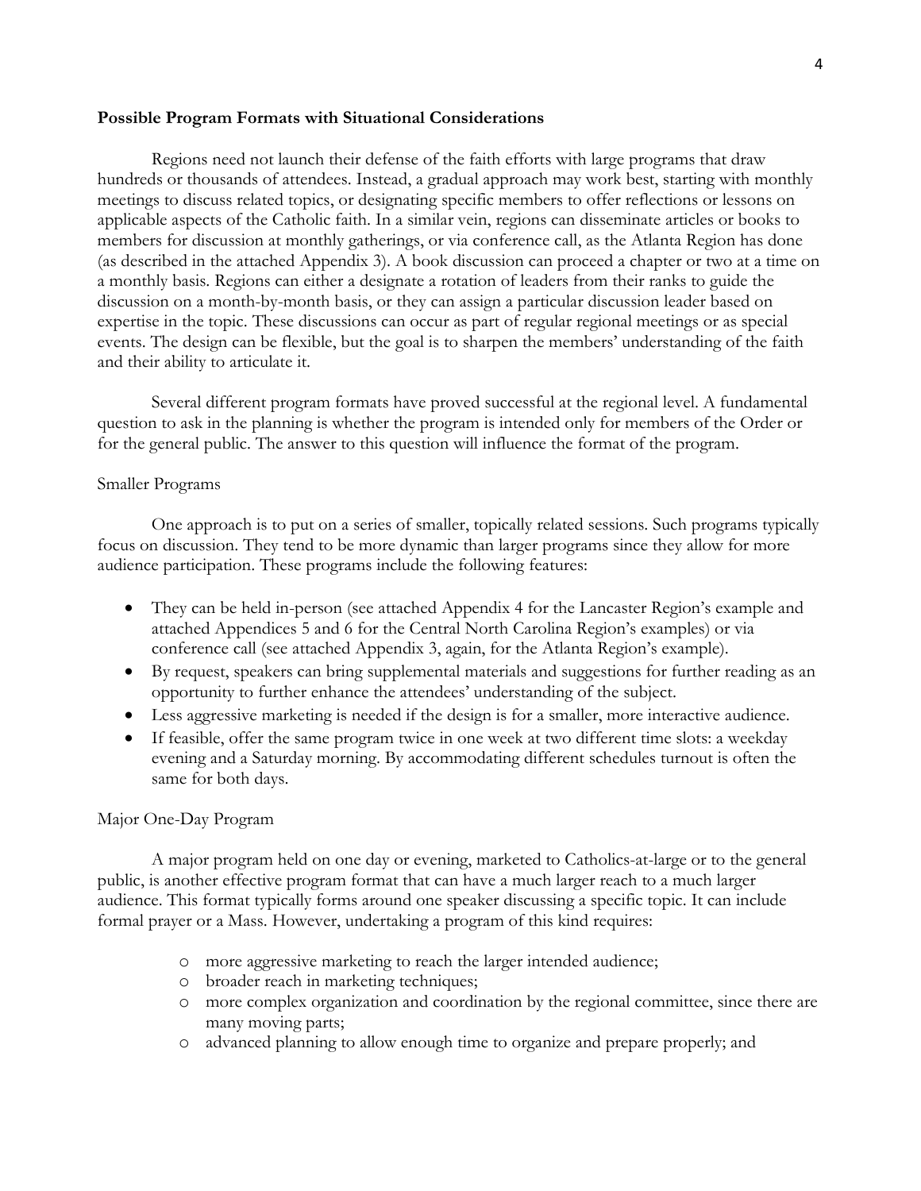**Possible Program Formats with Situational Considerations**

Regions need not launch their defense of the faith efforts with large programs that draw hundreds or thousands of attendees. Instead, a gradual approach may work best, starting with monthly meetings to discuss related topics, or designating specific members to offer reflections or lessons on applicable aspects of the Catholic faith. In a similar vein, regions can disseminate articles or books to members for discussion at monthly gatherings, or via conference call, as the Atlanta Region has done (as described in the attached Appendix 3). A book discussion can proceed a chapter or two at a time on a monthly basis. Regions can either a designate a rotation of leaders from their ranks to guide the discussion on a month-by-month basis, or they can assign a particular discussion leader based on expertise in the topic. These discussions can occur as part of regular regional meetings or as special events. The design can be flexible, but the goal is to sharpen the members' understanding of the faith and their ability to articulate it.

Several different program formats have proved successful at the regional level. A fundamental question to ask in the planning is whether the program is intended only for members of the Order or for the general public. The answer to this question will influence the format of the program.

Smaller Programs

One approach is to put on a series of smaller, topically related sessions. Such programs typically focus on discussion. They tend to be more dynamic than larger programs since they allow for more audience participation. These programs include the following features:

- They can be held in-person (see attached Appendix 4 for the Lancaster Region's example and attached Appendices 5 and 6 for the Central North Carolina Region's examples) or via conference call (see attached Appendix 3, again, for the Atlanta Region's example).
- By request, speakers can bring supplemental materials and suggestions for further reading as an opportunity to further enhance the attendees' understanding of the subject.
- Less aggressive marketing is needed if the design is for a smaller, more interactive audience.
- If feasible, offer the same program twice in one week at two different time slots: a weekday evening and a Saturday morning. By accommodating different schedules turnout is often the same for both days.

Major One-Day Program

A major program held on one day or evening, marketed to Catholics-at-large or to the general public, is another effective program format that can have a much larger reach to a much larger audience. This format typically forms around one speaker discussing a specific topic. It can include formal prayer or a Mass. However, undertaking a program of this kind requires:

- more aggressive marketing to reach the larger intended audience;
- broader reach in marketing techniques;
- more complex organization and coordination by the regional committee, since there are many moving parts;
- advanced planning to allow enough time to organize and prepare properly; and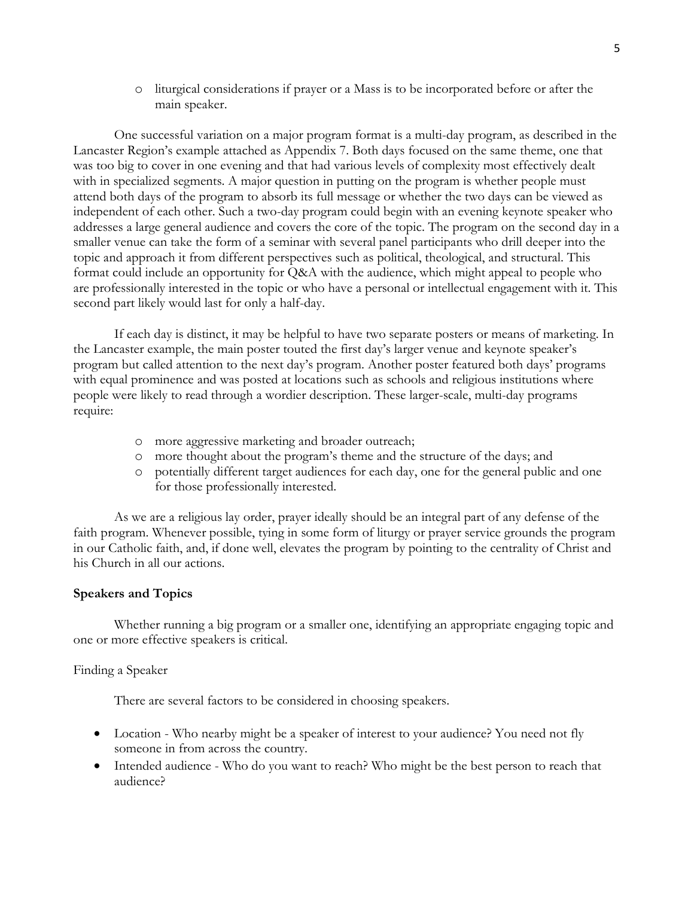- liturgical considerations if prayer or a Mass is to be incorporated before or after the main speaker.

One successful variation on a major program format is a multi-day program, as described in the Lancaster Region's example attached as Appendix 7. Both days focused on the same theme, one that was too big to cover in one evening and that had various levels of complexity most effectively dealt with in specialized segments. A major question in putting on the program is whether people must attend both days of the program to absorb its full message or whether the two days can be viewed as independent of each other. Such a two-day program could begin with an evening keynote speaker who addresses a large general audience and covers the core of the topic. The program on the second day in a smaller venue can take the form of a seminar with several panel participants who drill deeper into the topic and approach it from different perspectives such as political, theological, and structural. This format could include an opportunity for Q&A with the audience, which might appeal to people who are professionally interested in the topic or who have a personal or intellectual engagement with it. This second part likely would last for only a half-day.

If each day is distinct, it may be helpful to have two separate posters or means of marketing. In the Lancaster example, the main poster touted the first day's larger venue and keynote speaker's program but called attention to the next day's program. Another poster featured both days' programs with equal prominence and was posted at locations such as schools and religious institutions where people were likely to read through a wordier description. These larger-scale, multi-day programs require:

- more aggressive marketing and broader outreach;
- more thought about the program's theme and the structure of the days; and
- potentially different target audiences for each day, one for the general public and one for those professionally interested.

As we are a religious lay order, prayer ideally should be an integral part of any defense of the faith program. Whenever possible, tying in some form of liturgy or prayer service grounds the program in our Catholic faith, and, if done well, elevates the program by pointing to the centrality of Christ and his Church in all our actions.

## Speakers and Topics

Whether running a big program or a smaller one, identifying an appropriate engaging topic and one or more effective speakers is critical.

### Finding a Speaker

There are several factors to be considered in choosing speakers.

- Location - Who nearby might be a speaker of interest to your audience? You need not fly someone in from across the country.
- Intended audience - Who do you want to reach? Who might be the best person to reach that audience?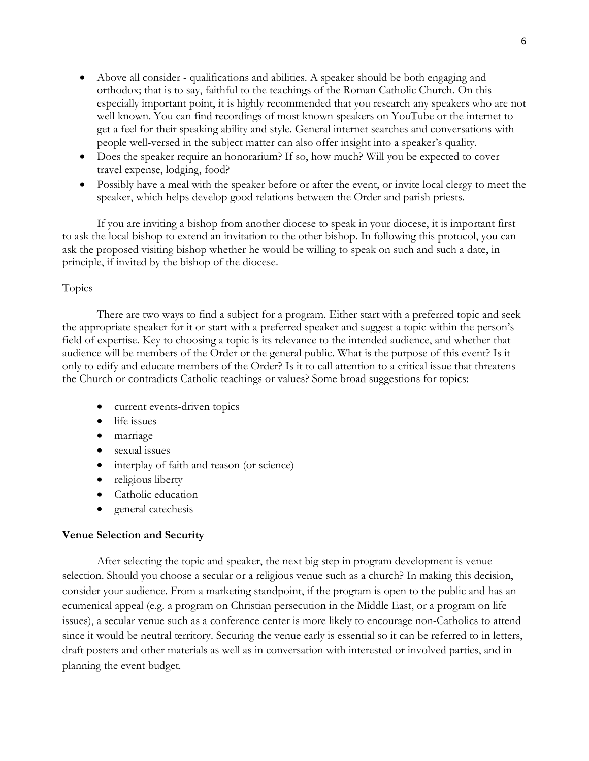- Above all consider - qualifications and abilities. A speaker should be both engaging and orthodox; that is to say, faithful to the teachings of the Roman Catholic Church. On this especially important point, it is highly recommended that you research any speakers who are not well known. You can find recordings of most known speakers on YouTube or the internet to get a feel for their speaking ability and style. General internet searches and conversations with people well-versed in the subject matter can also offer insight into a speaker's quality.
- Does the speaker require an honorarium? If so, how much? Will you be expected to cover travel expense, lodging, food?
- Possibly have a meal with the speaker before or after the event, or invite local clergy to meet the speaker, which helps develop good relations between the Order and parish priests.

If you are inviting a bishop from another diocese to speak in your diocese, it is important first to ask the local bishop to extend an invitation to the other bishop. In following this protocol, you can ask the proposed visiting bishop whether he would be willing to speak on such and such a date, in principle, if invited by the bishop of the diocese.

Topics

There are two ways to find a subject for a program. Either start with a preferred topic and seek the appropriate speaker for it or start with a preferred speaker and suggest a topic within the person's field of expertise. Key to choosing a topic is its relevance to the intended audience, and whether that audience will be members of the Order or the general public. What is the purpose of this event? Is it only to edify and educate members of the Order? Is it to call attention to a critical issue that threatens the Church or contradicts Catholic teachings or values? Some broad suggestions for topics:

- current events-driven topics
- life issues
- marriage
- sexual issues
- interplay of faith and reason (or science)
- religious liberty
- Catholic education
- general catechesis

**Venue Selection and Security**

After selecting the topic and speaker, the next big step in program development is venue selection. Should you choose a secular or a religious venue such as a church? In making this decision, consider your audience. From a marketing standpoint, if the program is open to the public and has an ecumenical appeal (e.g. a program on Christian persecution in the Middle East, or a program on life issues), a secular venue such as a conference center is more likely to encourage non-Catholics to attend since it would be neutral territory. Securing the venue early is essential so it can be referred to in letters, draft posters and other materials as well as in conversation with interested or involved parties, and in planning the event budget.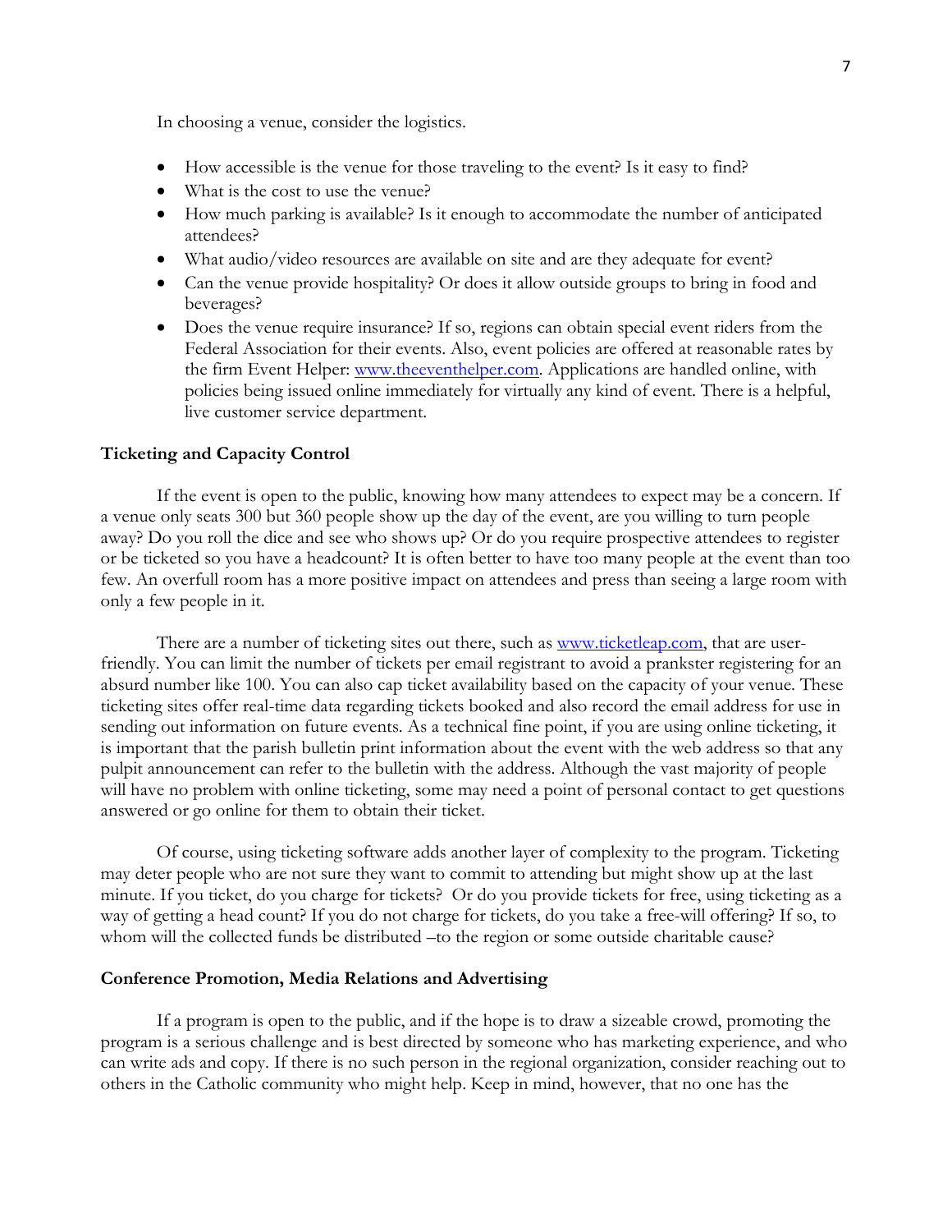In choosing a venue, consider the logistics.

- How accessible is the venue for those traveling to the event? Is it easy to find?
- What is the cost to use the venue?
- How much parking is available? Is it enough to accommodate the number of anticipated attendees?
- What audio/video resources are available on site and are they adequate for event?
- Can the venue provide hospitality? Or does it allow outside groups to bring in food and beverages?
- Does the venue require insurance? If so, regions can obtain special event riders from the Federal Association for their events. Also, event policies are offered at reasonable rates by the firm Event Helper: www.theeventhelper.com. Applications are handled online, with policies being issued online immediately for virtually any kind of event. There is a helpful, live customer service department.

**Ticketing and Capacity Control**

If the event is open to the public, knowing how many attendees to expect may be a concern. If a venue only seats 300 but 360 people show up the day of the event, are you willing to turn people away? Do you roll the dice and see who shows up? Or do you require prospective attendees to register or be ticketed so you have a headcount? It is often better to have too many people at the event than too few. An overfull room has a more positive impact on attendees and press than seeing a large room with only a few people in it.

There are a number of ticketing sites out there, such as www.ticketleap.com, that are user-friendly. You can limit the number of tickets per email registrant to avoid a prankster registering for an absurd number like 100. You can also cap ticket availability based on the capacity of your venue. These ticketing sites offer real-time data regarding tickets booked and also record the email address for use in sending out information on future events. As a technical fine point, if you are using online ticketing, it is important that the parish bulletin print information about the event with the web address so that any pulpit announcement can refer to the bulletin with the address. Although the vast majority of people will have no problem with online ticketing, some may need a point of personal contact to get questions answered or go online for them to obtain their ticket.

Of course, using ticketing software adds another layer of complexity to the program. Ticketing may deter people who are not sure they want to commit to attending but might show up at the last minute. If you ticket, do you charge for tickets? Or do you provide tickets for free, using ticketing as a way of getting a head count? If you do not charge for tickets, do you take a free-will offering? If so, to whom will the collected funds be distributed –to the region or some outside charitable cause?

**Conference Promotion, Media Relations and Advertising**

If a program is open to the public, and if the hope is to draw a sizeable crowd, promoting the program is a serious challenge and is best directed by someone who has marketing experience, and who can write ads and copy. If there is no such person in the regional organization, consider reaching out to others in the Catholic community who might help. Keep in mind, however, that no one has the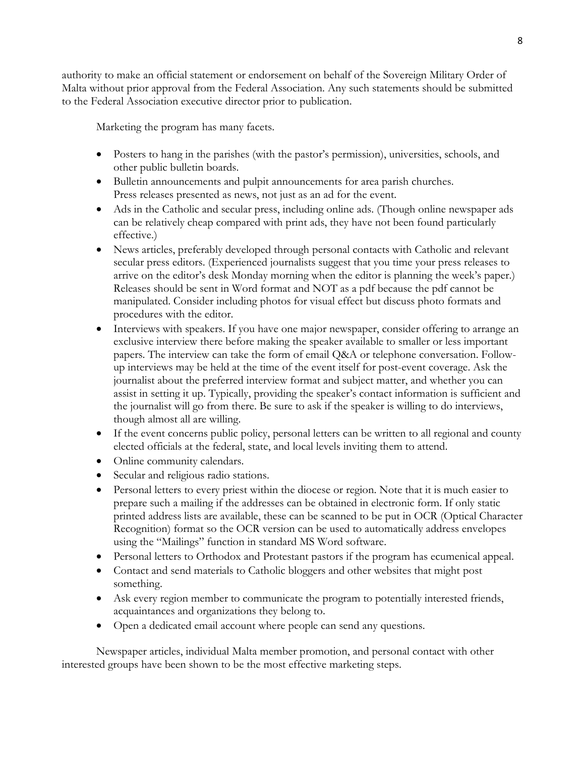authority to make an official statement or endorsement on behalf of the Sovereign Military Order of Malta without prior approval from the Federal Association. Any such statements should be submitted to the Federal Association executive director prior to publication.

Marketing the program has many facets.

- Posters to hang in the parishes (with the pastor's permission), universities, schools, and other public bulletin boards.
- Bulletin announcements and pulpit announcements for area parish churches. Press releases presented as news, not just as an ad for the event.
- Ads in the Catholic and secular press, including online ads. (Though online newspaper ads can be relatively cheap compared with print ads, they have not been found particularly effective.)
- News articles, preferably developed through personal contacts with Catholic and relevant secular press editors. (Experienced journalists suggest that you time your press releases to arrive on the editor's desk Monday morning when the editor is planning the week's paper.) Releases should be sent in Word format and NOT as a pdf because the pdf cannot be manipulated. Consider including photos for visual effect but discuss photo formats and procedures with the editor.
- Interviews with speakers. If you have one major newspaper, consider offering to arrange an exclusive interview there before making the speaker available to smaller or less important papers. The interview can take the form of email Q&A or telephone conversation. Follow-up interviews may be held at the time of the event itself for post-event coverage. Ask the journalist about the preferred interview format and subject matter, and whether you can assist in setting it up. Typically, providing the speaker's contact information is sufficient and the journalist will go from there. Be sure to ask if the speaker is willing to do interviews, though almost all are willing.
- If the event concerns public policy, personal letters can be written to all regional and county elected officials at the federal, state, and local levels inviting them to attend.
- Online community calendars.
- Secular and religious radio stations.
- Personal letters to every priest within the diocese or region. Note that it is much easier to prepare such a mailing if the addresses can be obtained in electronic form. If only static printed address lists are available, these can be scanned to be put in OCR (Optical Character Recognition) format so the OCR version can be used to automatically address envelopes using the "Mailings" function in standard MS Word software.
- Personal letters to Orthodox and Protestant pastors if the program has ecumenical appeal.
- Contact and send materials to Catholic bloggers and other websites that might post something.
- Ask every region member to communicate the program to potentially interested friends, acquaintances and organizations they belong to.
- Open a dedicated email account where people can send any questions.

Newspaper articles, individual Malta member promotion, and personal contact with other interested groups have been shown to be the most effective marketing steps.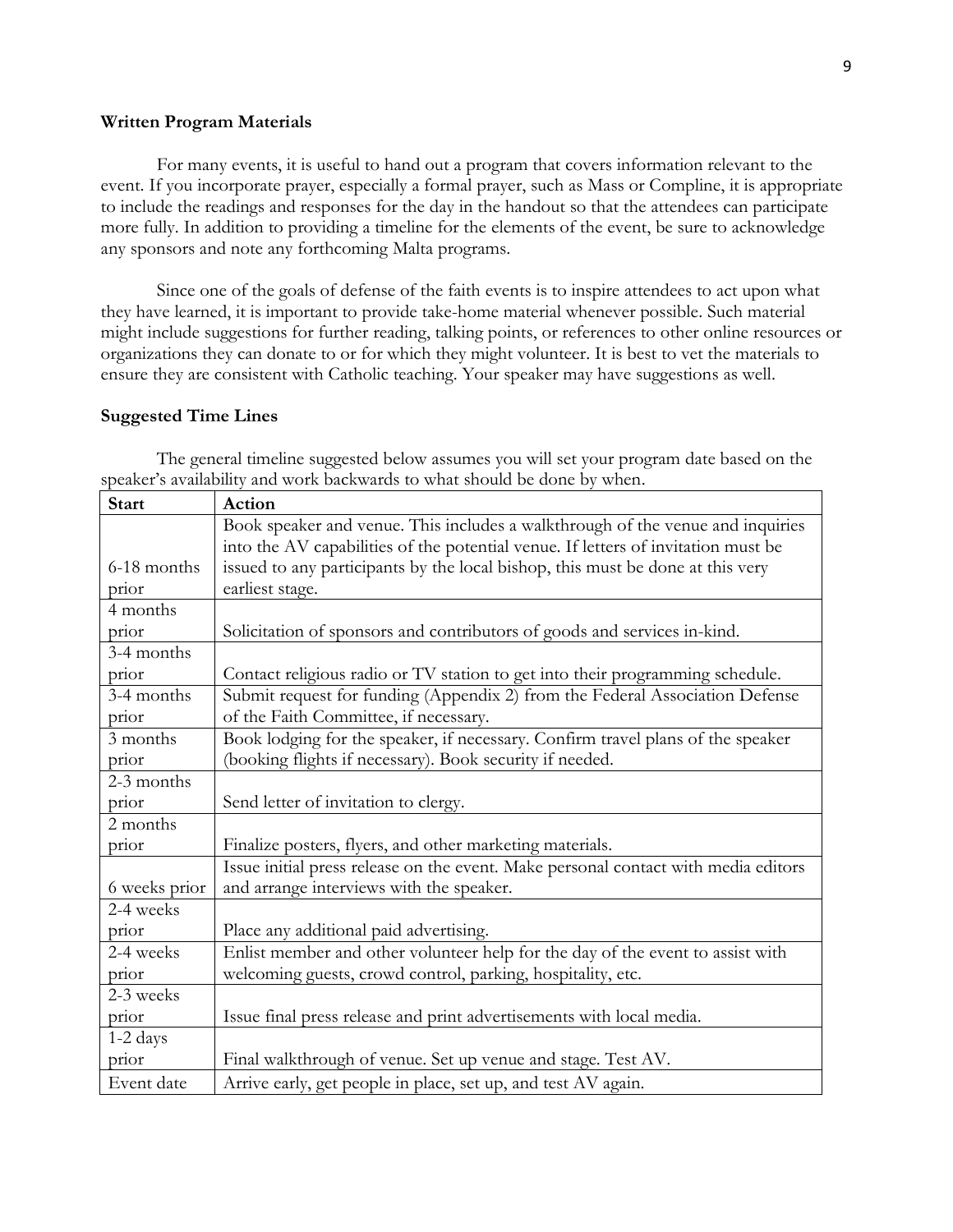### Written Program Materials

For many events, it is useful to hand out a program that covers information relevant to the event. If you incorporate prayer, especially a formal prayer, such as Mass or Compline, it is appropriate to include the readings and responses for the day in the handout so that the attendees can participate more fully. In addition to providing a timeline for the elements of the event, be sure to acknowledge any sponsors and note any forthcoming Malta programs.

Since one of the goals of defense of the faith events is to inspire attendees to act upon what they have learned, it is important to provide take-home material whenever possible. Such material might include suggestions for further reading, talking points, or references to other online resources or organizations they can donate to or for which they might volunteer. It is best to vet the materials to ensure they are consistent with Catholic teaching. Your speaker may have suggestions as well.

### Suggested Time Lines

The general timeline suggested below assumes you will set your program date based on the speaker's availability and work backwards to what should be done by when.

| Start | Action |
|---|---|
| 6-18 months prior | Book speaker and venue. This includes a walkthrough of the venue and inquiries into the AV capabilities of the potential venue. If letters of invitation must be issued to any participants by the local bishop, this must be done at this very earliest stage. |
| 4 months prior | Solicitation of sponsors and contributors of goods and services in-kind. |
| 3-4 months prior | Contact religious radio or TV station to get into their programming schedule. |
| 3-4 months prior | Submit request for funding (Appendix 2) from the Federal Association Defense of the Faith Committee, if necessary. |
| 3 months prior | Book lodging for the speaker, if necessary. Confirm travel plans of the speaker (booking flights if necessary). Book security if needed. |
| 2-3 months prior | Send letter of invitation to clergy. |
| 2 months prior | Finalize posters, flyers, and other marketing materials. |
| 6 weeks prior | Issue initial press release on the event. Make personal contact with media editors and arrange interviews with the speaker. |
| 2-4 weeks prior | Place any additional paid advertising. |
| 2-4 weeks prior | Enlist member and other volunteer help for the day of the event to assist with welcoming guests, crowd control, parking, hospitality, etc. |
| 2-3 weeks prior | Issue final press release and print advertisements with local media. |
| 1-2 days prior | Final walkthrough of venue. Set up venue and stage. Test AV. |
| Event date | Arrive early, get people in place, set up, and test AV again. |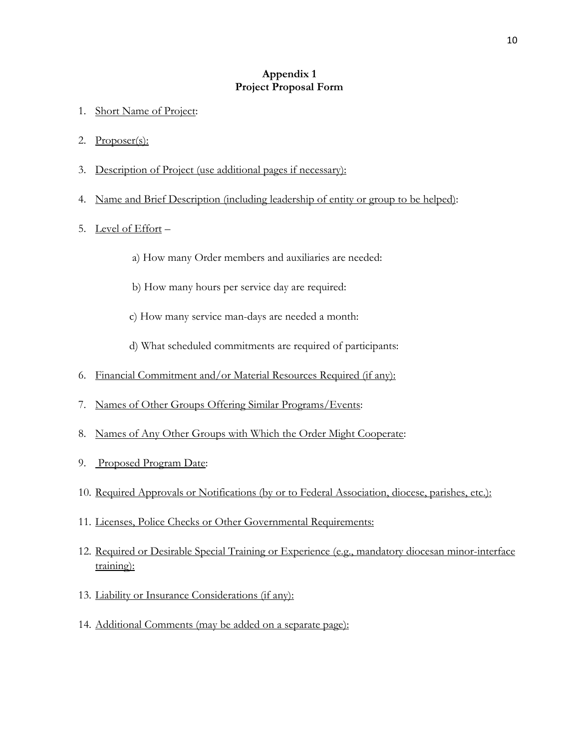## Appendix 1
## Project Proposal Form

1. Short Name of Project:

2. Proposer(s):

3. Description of Project (use additional pages if necessary):

4. Name and Brief Description (including leadership of entity or group to be helped):

5. Level of Effort –

   a) How many Order members and auxiliaries are needed:

   b) How many hours per service day are required:

   c) How many service man-days are needed a month:

   d) What scheduled commitments are required of participants:

6. Financial Commitment and/or Material Resources Required (if any):

7. Names of Other Groups Offering Similar Programs/Events:

8. Names of Any Other Groups with Which the Order Might Cooperate:

9. Proposed Program Date:

10. Required Approvals or Notifications (by or to Federal Association, diocese, parishes, etc.):

11. Licenses, Police Checks or Other Governmental Requirements:

12. Required or Desirable Special Training or Experience (e.g., mandatory diocesan minor-interface training):

13. Liability or Insurance Considerations (if any):

14. Additional Comments (may be added on a separate page):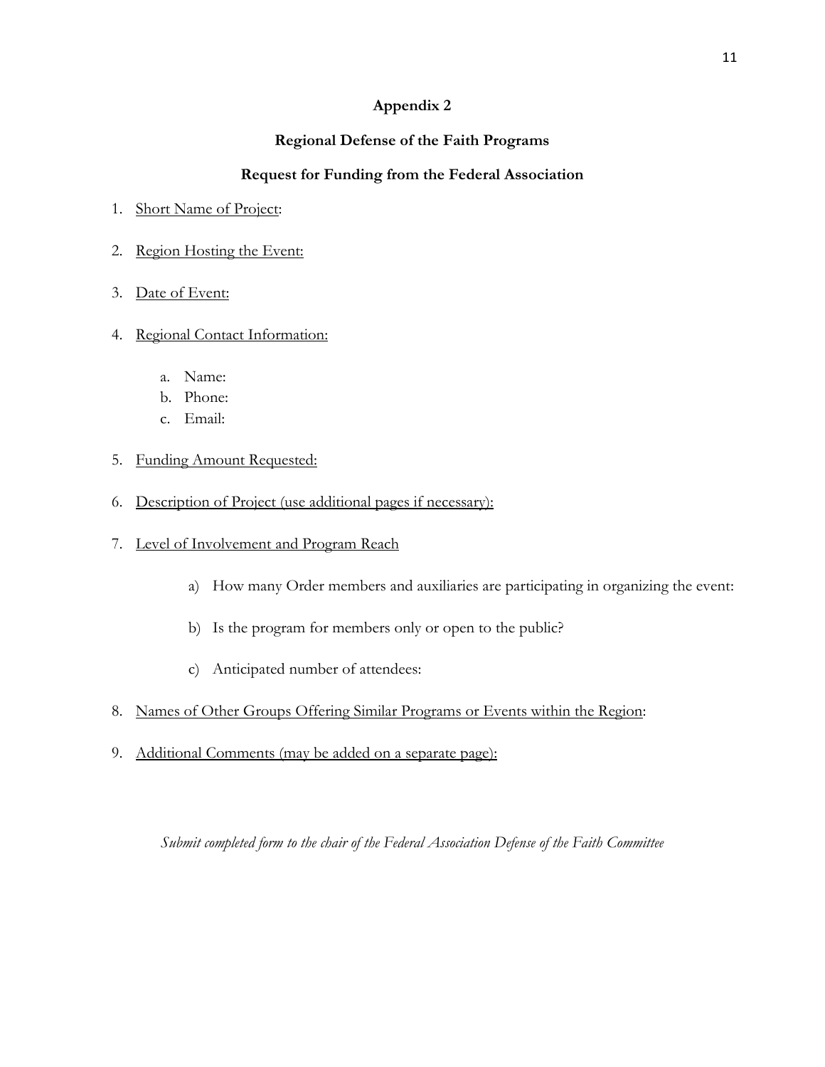# Appendix 2

## Regional Defense of the Faith Programs

## Request for Funding from the Federal Association

1. <u>Short Name of Project</u>:

2. <u>Region Hosting the Event:</u>

3. <u>Date of Event:</u>

4. <u>Regional Contact Information:</u>

    a. Name:
    b. Phone:
    c. Email:

5. <u>Funding Amount Requested:</u>

6. <u>Description of Project (use additional pages if necessary):</u>

7. <u>Level of Involvement and Program Reach</u>

    a) How many Order members and auxiliaries are participating in organizing the event:

    b) Is the program for members only or open to the public?

    c) Anticipated number of attendees:

8. <u>Names of Other Groups Offering Similar Programs or Events within the Region</u>:

9. <u>Additional Comments (may be added on a separate page):</u>

*Submit completed form to the chair of the Federal Association Defense of the Faith Committee*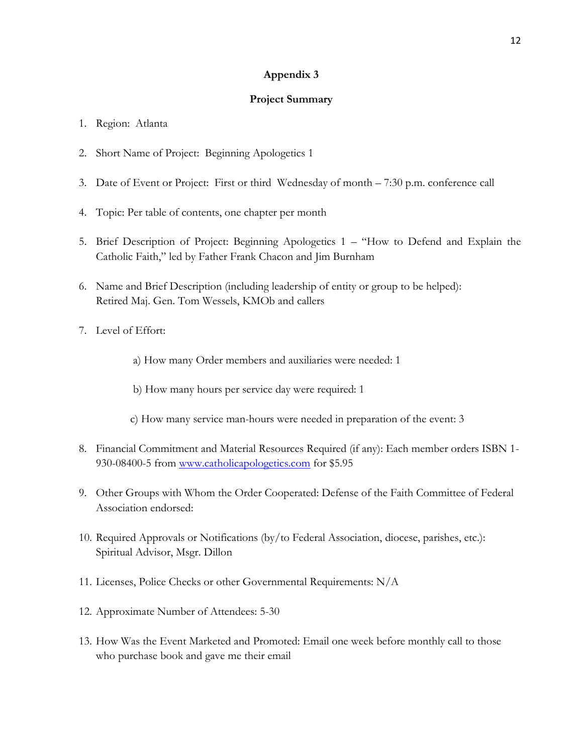# Appendix 3

## Project Summary

1. Region: Atlanta

2. Short Name of Project: Beginning Apologetics 1

3. Date of Event or Project: First or third Wednesday of month – 7:30 p.m. conference call

4. Topic: Per table of contents, one chapter per month

5. Brief Description of Project: Beginning Apologetics 1 – "How to Defend and Explain the Catholic Faith," led by Father Frank Chacon and Jim Burnham

6. Name and Brief Description (including leadership of entity or group to be helped): Retired Maj. Gen. Tom Wessels, KMOb and callers

7. Level of Effort:

    a) How many Order members and auxiliaries were needed: 1

    b) How many hours per service day were required: 1

    c) How many service man-hours were needed in preparation of the event: 3

8. Financial Commitment and Material Resources Required (if any): Each member orders ISBN 1-930-08400-5 from www.catholicapologetics.com for $5.95

9. Other Groups with Whom the Order Cooperated: Defense of the Faith Committee of Federal Association endorsed:

10. Required Approvals or Notifications (by/to Federal Association, diocese, parishes, etc.): Spiritual Advisor, Msgr. Dillon

11. Licenses, Police Checks or other Governmental Requirements: N/A

12. Approximate Number of Attendees: 5-30

13. How Was the Event Marketed and Promoted: Email one week before monthly call to those who purchase book and gave me their email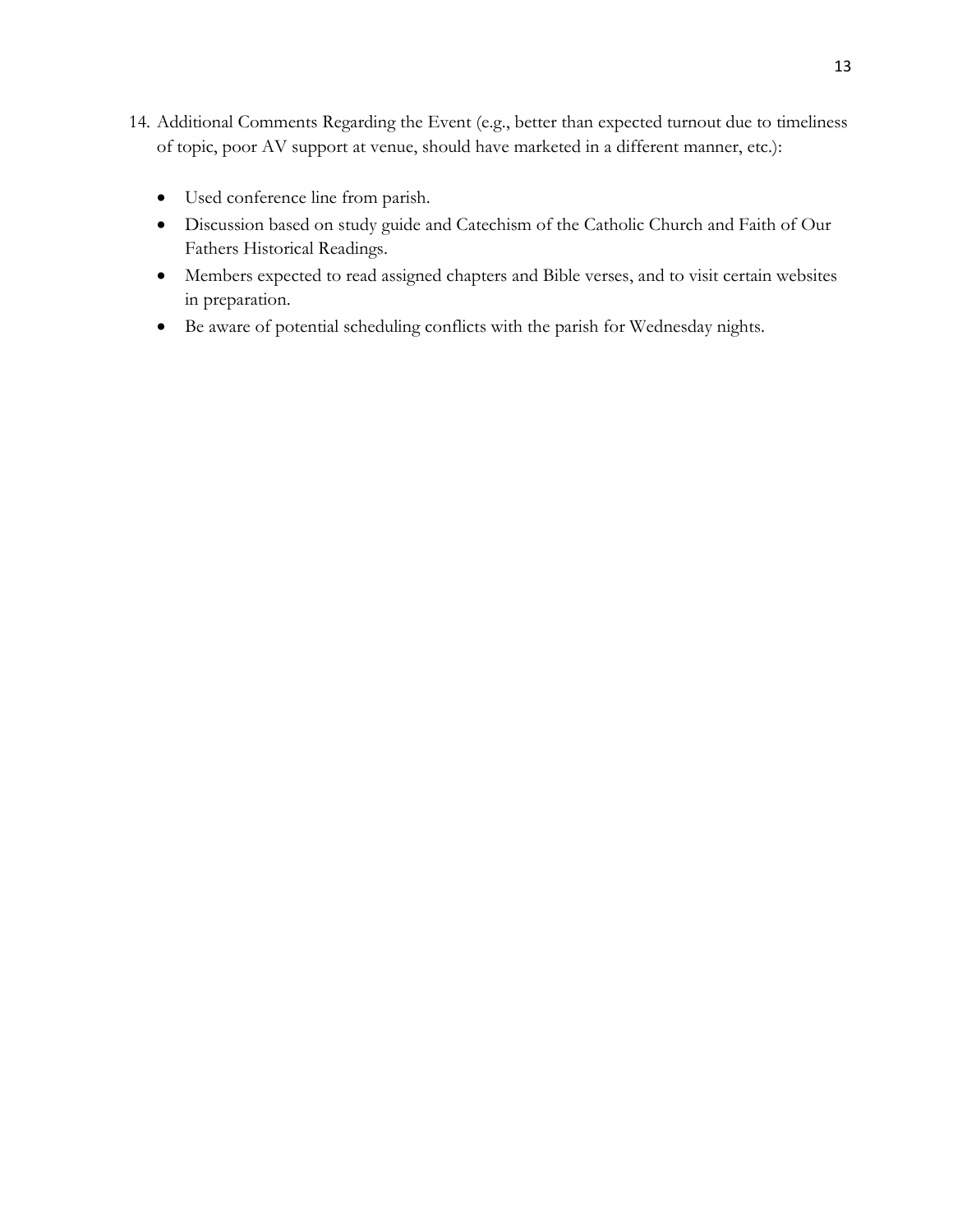14. Additional Comments Regarding the Event (e.g., better than expected turnout due to timeliness of topic, poor AV support at venue, should have marketed in a different manner, etc.):

    - Used conference line from parish.
    - Discussion based on study guide and Catechism of the Catholic Church and Faith of Our Fathers Historical Readings.
    - Members expected to read assigned chapters and Bible verses, and to visit certain websites in preparation.
    - Be aware of potential scheduling conflicts with the parish for Wednesday nights.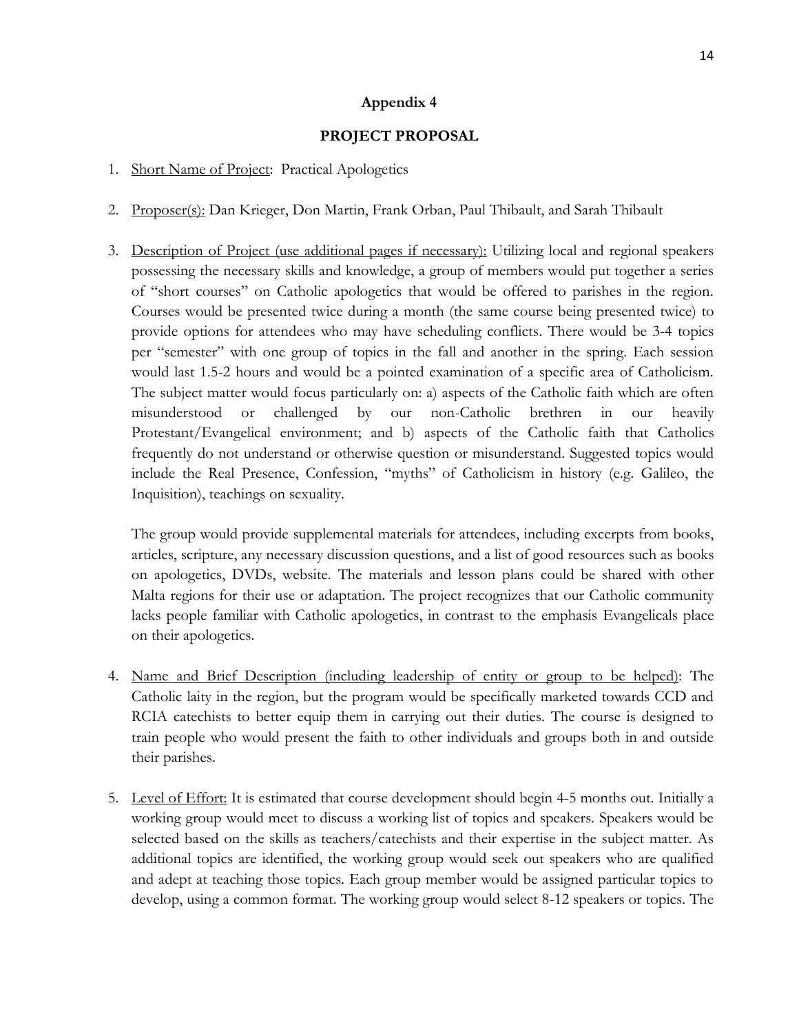## Appendix 4

## PROJECT PROPOSAL

1. Short Name of Project: Practical Apologetics

2. Proposer(s): Dan Krieger, Don Martin, Frank Orban, Paul Thibault, and Sarah Thibault

3. Description of Project (use additional pages if necessary): Utilizing local and regional speakers possessing the necessary skills and knowledge, a group of members would put together a series of "short courses" on Catholic apologetics that would be offered to parishes in the region. Courses would be presented twice during a month (the same course being presented twice) to provide options for attendees who may have scheduling conflicts. There would be 3-4 topics per "semester" with one group of topics in the fall and another in the spring. Each session would last 1.5-2 hours and would be a pointed examination of a specific area of Catholicism. The subject matter would focus particularly on: a) aspects of the Catholic faith which are often misunderstood or challenged by our non-Catholic brethren in our heavily Protestant/Evangelical environment; and b) aspects of the Catholic faith that Catholics frequently do not understand or otherwise question or misunderstand. Suggested topics would include the Real Presence, Confession, "myths" of Catholicism in history (e.g. Galileo, the Inquisition), teachings on sexuality.

   The group would provide supplemental materials for attendees, including excerpts from books, articles, scripture, any necessary discussion questions, and a list of good resources such as books on apologetics, DVDs, website. The materials and lesson plans could be shared with other Malta regions for their use or adaptation. The project recognizes that our Catholic community lacks people familiar with Catholic apologetics, in contrast to the emphasis Evangelicals place on their apologetics.

4. Name and Brief Description (including leadership of entity or group to be helped): The Catholic laity in the region, but the program would be specifically marketed towards CCD and RCIA catechists to better equip them in carrying out their duties. The course is designed to train people who would present the faith to other individuals and groups both in and outside their parishes.

5. Level of Effort: It is estimated that course development should begin 4-5 months out. Initially a working group would meet to discuss a working list of topics and speakers. Speakers would be selected based on the skills as teachers/catechists and their expertise in the subject matter. As additional topics are identified, the working group would seek out speakers who are qualified and adept at teaching those topics. Each group member would be assigned particular topics to develop, using a common format. The working group would select 8-12 speakers or topics. The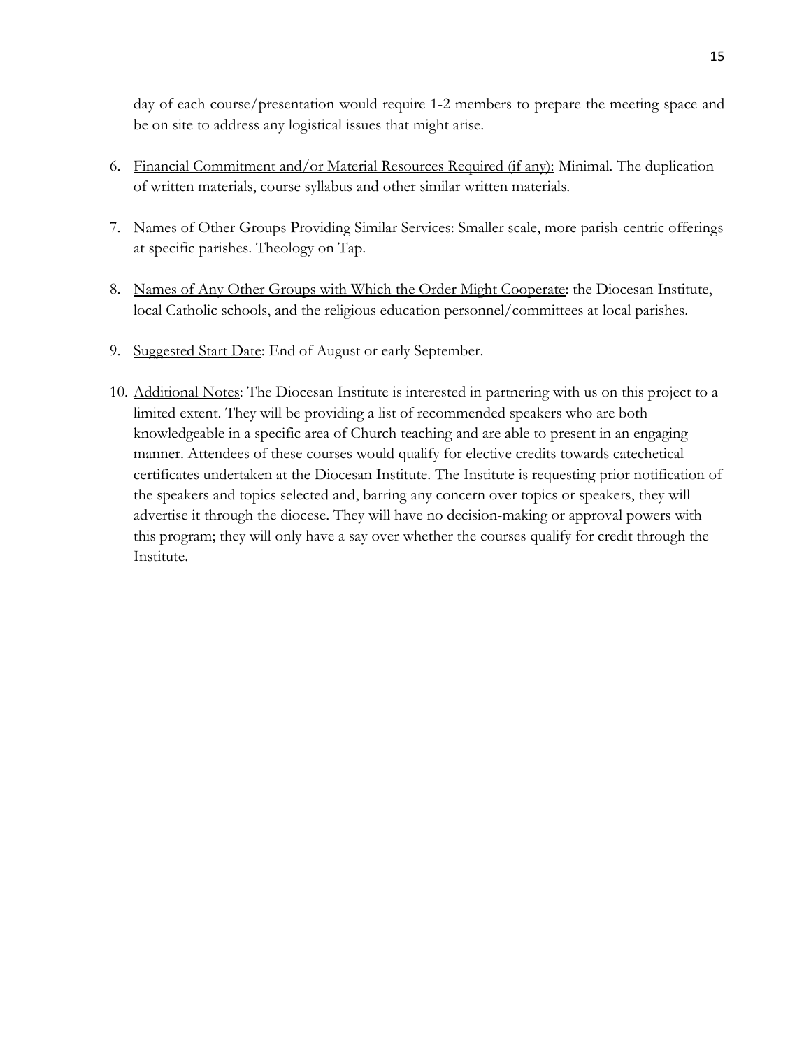day of each course/presentation would require 1-2 members to prepare the meeting space and be on site to address any logistical issues that might arise.

6. Financial Commitment and/or Material Resources Required (if any): Minimal. The duplication of written materials, course syllabus and other similar written materials.

7. Names of Other Groups Providing Similar Services: Smaller scale, more parish-centric offerings at specific parishes. Theology on Tap.

8. Names of Any Other Groups with Which the Order Might Cooperate: the Diocesan Institute, local Catholic schools, and the religious education personnel/committees at local parishes.

9. Suggested Start Date: End of August or early September.

10. Additional Notes: The Diocesan Institute is interested in partnering with us on this project to a limited extent. They will be providing a list of recommended speakers who are both knowledgeable in a specific area of Church teaching and are able to present in an engaging manner. Attendees of these courses would qualify for elective credits towards catechetical certificates undertaken at the Diocesan Institute. The Institute is requesting prior notification of the speakers and topics selected and, barring any concern over topics or speakers, they will advertise it through the diocese. They will have no decision-making or approval powers with this program; they will only have a say over whether the courses qualify for credit through the Institute.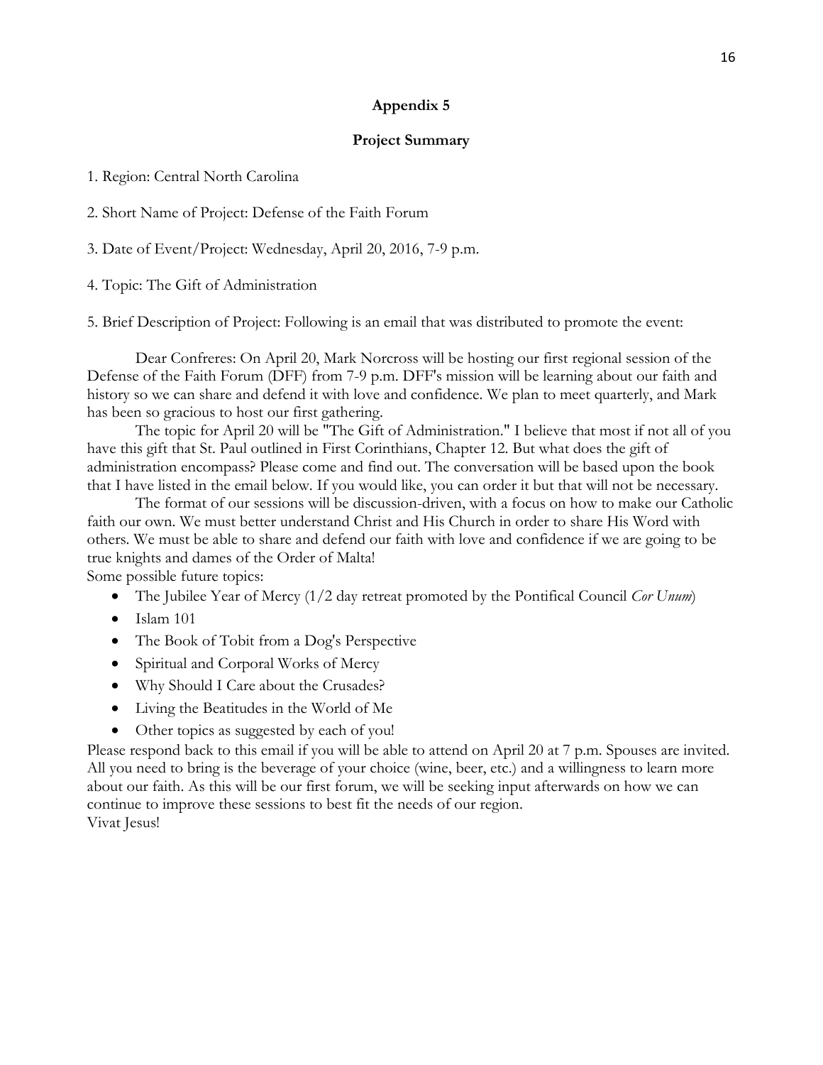## Appendix 5

### Project Summary

1. Region: Central North Carolina

2. Short Name of Project: Defense of the Faith Forum

3. Date of Event/Project: Wednesday, April 20, 2016, 7-9 p.m.

4. Topic: The Gift of Administration

5. Brief Description of Project: Following is an email that was distributed to promote the event:

Dear Confreres: On April 20, Mark Norcross will be hosting our first regional session of the Defense of the Faith Forum (DFF) from 7-9 p.m. DFF's mission will be learning about our faith and history so we can share and defend it with love and confidence. We plan to meet quarterly, and Mark has been so gracious to host our first gathering.

The topic for April 20 will be "The Gift of Administration." I believe that most if not all of you have this gift that St. Paul outlined in First Corinthians, Chapter 12. But what does the gift of administration encompass? Please come and find out. The conversation will be based upon the book that I have listed in the email below. If you would like, you can order it but that will not be necessary.

The format of our sessions will be discussion-driven, with a focus on how to make our Catholic faith our own. We must better understand Christ and His Church in order to share His Word with others. We must be able to share and defend our faith with love and confidence if we are going to be true knights and dames of the Order of Malta!

Some possible future topics:

- The Jubilee Year of Mercy (1/2 day retreat promoted by the Pontifical Council *Cor Unum*)
- Islam 101
- The Book of Tobit from a Dog's Perspective
- Spiritual and Corporal Works of Mercy
- Why Should I Care about the Crusades?
- Living the Beatitudes in the World of Me
- Other topics as suggested by each of you!

Please respond back to this email if you will be able to attend on April 20 at 7 p.m. Spouses are invited. All you need to bring is the beverage of your choice (wine, beer, etc.) and a willingness to learn more about our faith. As this will be our first forum, we will be seeking input afterwards on how we can continue to improve these sessions to best fit the needs of our region.

Vivat Jesus!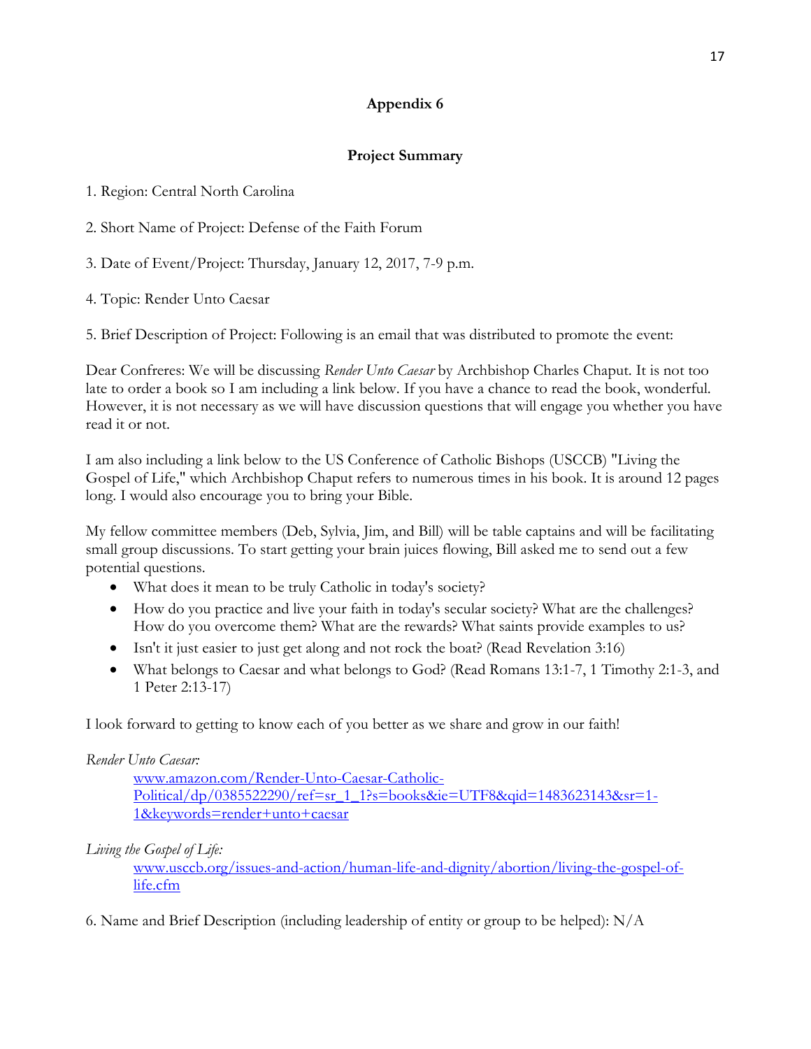**Appendix 6**

**Project Summary**

1. Region: Central North Carolina

2. Short Name of Project: Defense of the Faith Forum

3. Date of Event/Project: Thursday, January 12, 2017, 7-9 p.m.

4. Topic: Render Unto Caesar

5. Brief Description of Project: Following is an email that was distributed to promote the event:

Dear Confreres: We will be discussing *Render Unto Caesar* by Archbishop Charles Chaput. It is not too late to order a book so I am including a link below. If you have a chance to read the book, wonderful. However, it is not necessary as we will have discussion questions that will engage you whether you have read it or not.

I am also including a link below to the US Conference of Catholic Bishops (USCCB) "Living the Gospel of Life," which Archbishop Chaput refers to numerous times in his book. It is around 12 pages long. I would also encourage you to bring your Bible.

My fellow committee members (Deb, Sylvia, Jim, and Bill) will be table captains and will be facilitating small group discussions. To start getting your brain juices flowing, Bill asked me to send out a few potential questions.

- What does it mean to be truly Catholic in today's society?
- How do you practice and live your faith in today's secular society? What are the challenges? How do you overcome them? What are the rewards? What saints provide examples to us?
- Isn't it just easier to just get along and not rock the boat? (Read Revelation 3:16)
- What belongs to Caesar and what belongs to God? (Read Romans 13:1-7, 1 Timothy 2:1-3, and 1 Peter 2:13-17)

I look forward to getting to know each of you better as we share and grow in our faith!

*Render Unto Caesar:*

[www.amazon.com/Render-Unto-Caesar-Catholic-Political/dp/0385522290/ref=sr_1_1?s=books&ie=UTF8&qid=1483623143&sr=1-1&keywords=render+unto+caesar](www.amazon.com/Render-Unto-Caesar-Catholic-Political/dp/0385522290/ref=sr_1_1?s=books&ie=UTF8&qid=1483623143&sr=1-1&keywords=render+unto+caesar)

*Living the Gospel of Life:*

[www.usccb.org/issues-and-action/human-life-and-dignity/abortion/living-the-gospel-of-life.cfm](www.usccb.org/issues-and-action/human-life-and-dignity/abortion/living-the-gospel-of-life.cfm)

6. Name and Brief Description (including leadership of entity or group to be helped): N/A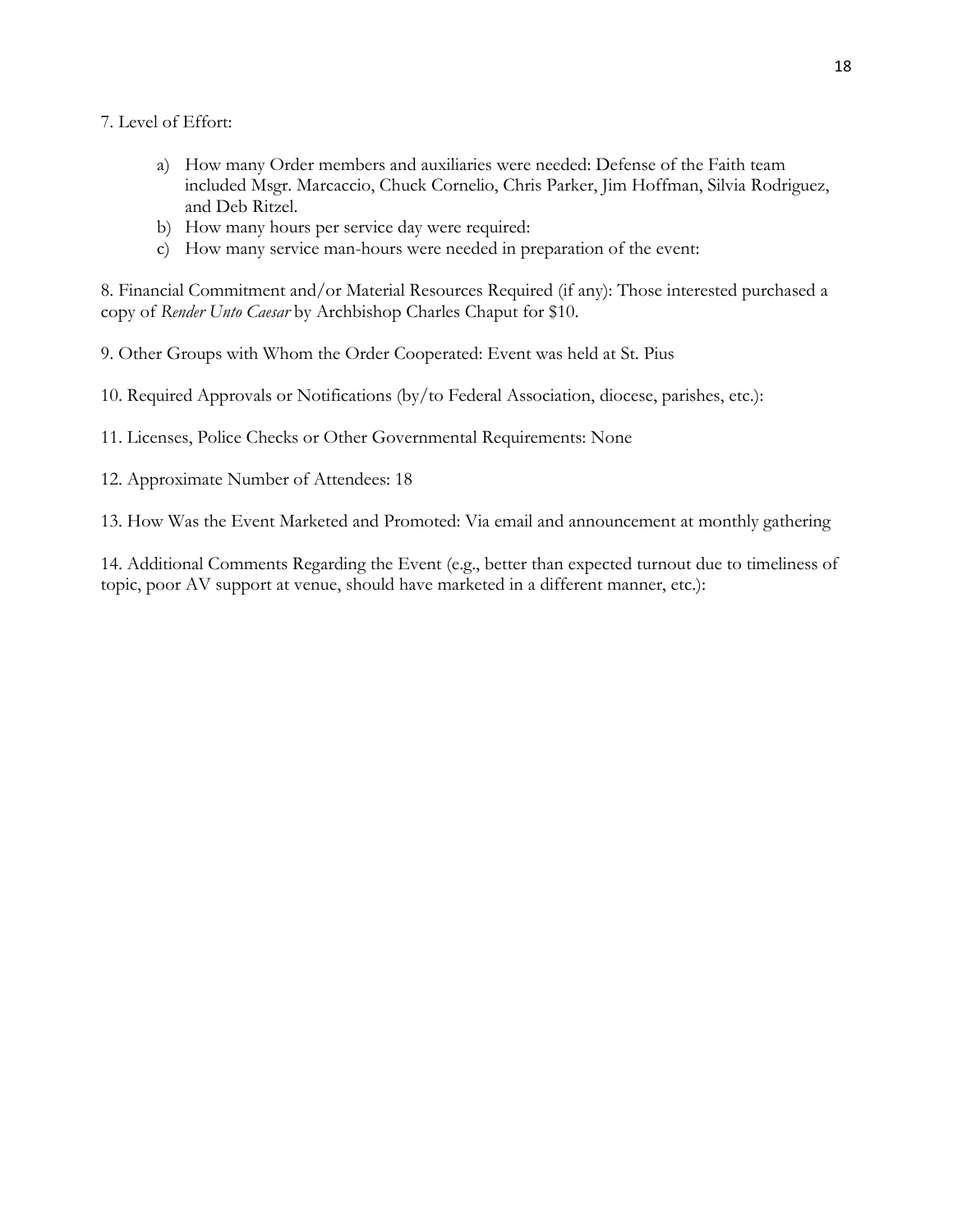7. Level of Effort:

a) How many Order members and auxiliaries were needed: Defense of the Faith team included Msgr. Marcaccio, Chuck Cornelio, Chris Parker, Jim Hoffman, Silvia Rodriguez, and Deb Ritzel.
b) How many hours per service day were required:
c) How many service man-hours were needed in preparation of the event:

8. Financial Commitment and/or Material Resources Required (if any): Those interested purchased a copy of *Render Unto Caesar* by Archbishop Charles Chaput for $10.

9. Other Groups with Whom the Order Cooperated: Event was held at St. Pius

10. Required Approvals or Notifications (by/to Federal Association, diocese, parishes, etc.):

11. Licenses, Police Checks or Other Governmental Requirements: None

12. Approximate Number of Attendees: 18

13. How Was the Event Marketed and Promoted: Via email and announcement at monthly gathering

14. Additional Comments Regarding the Event (e.g., better than expected turnout due to timeliness of topic, poor AV support at venue, should have marketed in a different manner, etc.):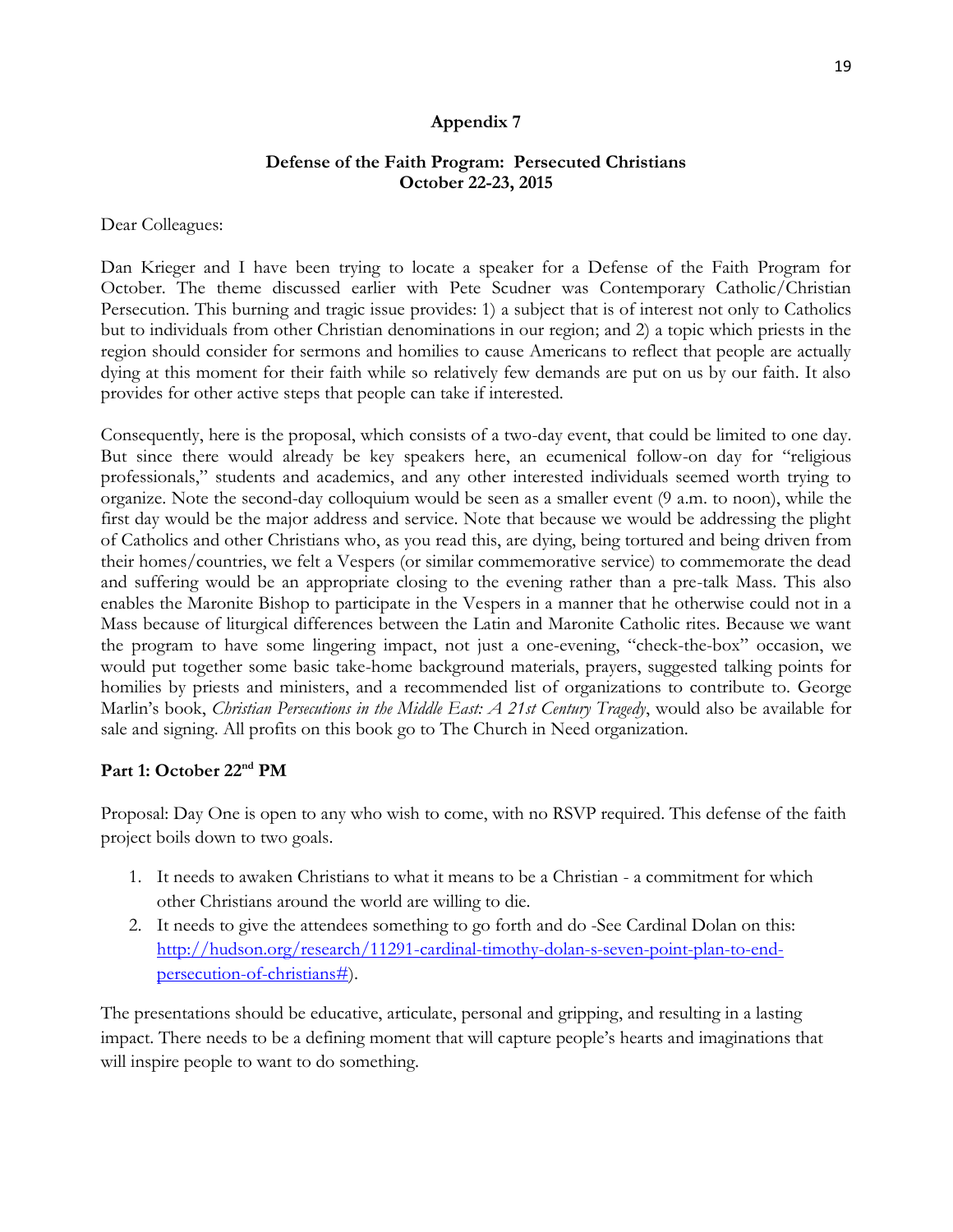## Appendix 7

### Defense of the Faith Program: Persecuted Christians
### October 22-23, 2015

Dear Colleagues:

Dan Krieger and I have been trying to locate a speaker for a Defense of the Faith Program for October. The theme discussed earlier with Pete Scudner was Contemporary Catholic/Christian Persecution. This burning and tragic issue provides: 1) a subject that is of interest not only to Catholics but to individuals from other Christian denominations in our region; and 2) a topic which priests in the region should consider for sermons and homilies to cause Americans to reflect that people are actually dying at this moment for their faith while so relatively few demands are put on us by our faith. It also provides for other active steps that people can take if interested.

Consequently, here is the proposal, which consists of a two-day event, that could be limited to one day. But since there would already be key speakers here, an ecumenical follow-on day for "religious professionals," students and academics, and any other interested individuals seemed worth trying to organize. Note the second-day colloquium would be seen as a smaller event (9 a.m. to noon), while the first day would be the major address and service. Note that because we would be addressing the plight of Catholics and other Christians who, as you read this, are dying, being tortured and being driven from their homes/countries, we felt a Vespers (or similar commemorative service) to commemorate the dead and suffering would be an appropriate closing to the evening rather than a pre-talk Mass. This also enables the Maronite Bishop to participate in the Vespers in a manner that he otherwise could not in a Mass because of liturgical differences between the Latin and Maronite Catholic rites. Because we want the program to have some lingering impact, not just a one-evening, "check-the-box" occasion, we would put together some basic take-home background materials, prayers, suggested talking points for homilies by priests and ministers, and a recommended list of organizations to contribute to. George Marlin's book, *Christian Persecutions in the Middle East: A 21st Century Tragedy*, would also be available for sale and signing. All profits on this book go to The Church in Need organization.

**Part 1: October 22nd PM**

Proposal: Day One is open to any who wish to come, with no RSVP required. This defense of the faith project boils down to two goals.

1. It needs to awaken Christians to what it means to be a Christian - a commitment for which other Christians around the world are willing to die.
2. It needs to give the attendees something to go forth and do -See Cardinal Dolan on this: http://hudson.org/research/11291-cardinal-timothy-dolan-s-seven-point-plan-to-end-persecution-of-christians#).

The presentations should be educative, articulate, personal and gripping, and resulting in a lasting impact. There needs to be a defining moment that will capture people's hearts and imaginations that will inspire people to want to do something.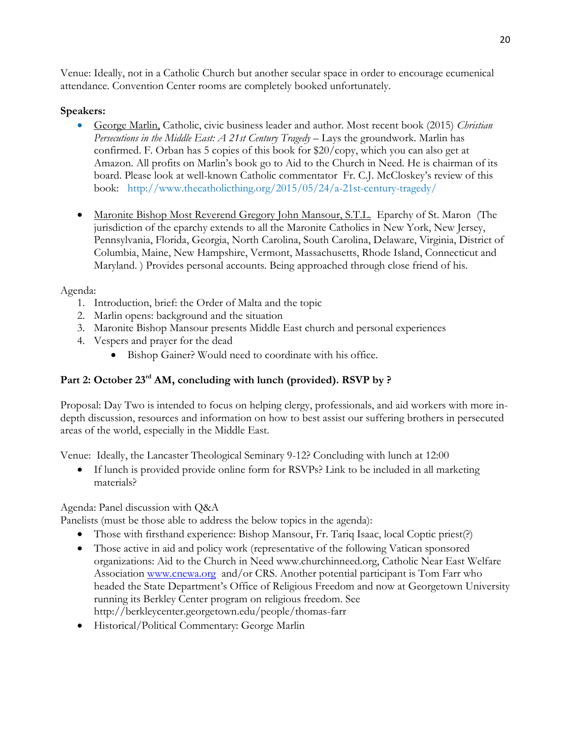Venue: Ideally, not in a Catholic Church but another secular space in order to encourage ecumenical attendance. Convention Center rooms are completely booked unfortunately.

**Speakers:**

- George Marlin, Catholic, civic business leader and author. Most recent book (2015) *Christian Persecutions in the Middle East: A 21st Century Tragedy* – Lays the groundwork. Marlin has confirmed. F. Orban has 5 copies of this book for $20/copy, which you can also get at Amazon. All profits on Marlin's book go to Aid to the Church in Need. He is chairman of its board. Please look at well-known Catholic commentator Fr. C.J. McCloskey's review of this book: http://www.thecatholicthing.org/2015/05/24/a-21st-century-tragedy/

- Maronite Bishop Most Reverend Gregory John Mansour, S.T.L. Eparchy of St. Maron (The jurisdiction of the eparchy extends to all the Maronite Catholics in New York, New Jersey, Pennsylvania, Florida, Georgia, North Carolina, South Carolina, Delaware, Virginia, District of Columbia, Maine, New Hampshire, Vermont, Massachusetts, Rhode Island, Connecticut and Maryland. ) Provides personal accounts. Being approached through close friend of his.

Agenda:

1. Introduction, brief: the Order of Malta and the topic
2. Marlin opens: background and the situation
3. Maronite Bishop Mansour presents Middle East church and personal experiences
4. Vespers and prayer for the dead
   - Bishop Gainer? Would need to coordinate with his office.

**Part 2: October 23rd AM, concluding with lunch (provided). RSVP by ?**

Proposal: Day Two is intended to focus on helping clergy, professionals, and aid workers with more in-depth discussion, resources and information on how to best assist our suffering brothers in persecuted areas of the world, especially in the Middle East.

Venue: Ideally, the Lancaster Theological Seminary 9-12? Concluding with lunch at 12:00

- If lunch is provided provide online form for RSVPs? Link to be included in all marketing materials?

Agenda: Panel discussion with Q&A
Panelists (must be those able to address the below topics in the agenda):

- Those with firsthand experience: Bishop Mansour, Fr. Tariq Isaac, local Coptic priest(?)
- Those active in aid and policy work (representative of the following Vatican sponsored organizations: Aid to the Church in Need www.churchinneed.org, Catholic Near East Welfare Association www.cnewa.org and/or CRS. Another potential participant is Tom Farr who headed the State Department's Office of Religious Freedom and now at Georgetown University running its Berkley Center program on religious freedom. See http://berkleycenter.georgetown.edu/people/thomas-farr
- Historical/Political Commentary: George Marlin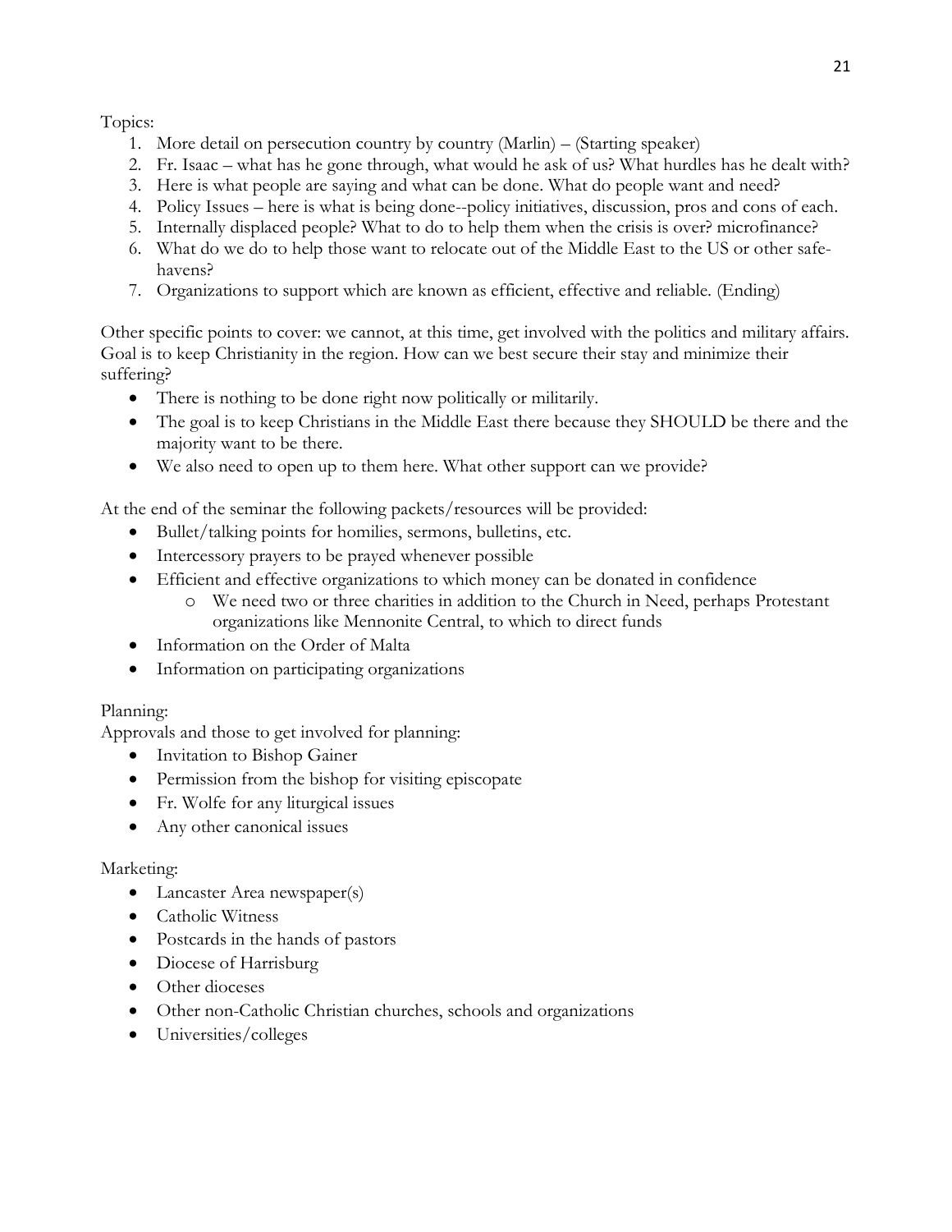Topics:

1. More detail on persecution country by country (Marlin) – (Starting speaker)
2. Fr. Isaac – what has he gone through, what would he ask of us? What hurdles has he dealt with?
3. Here is what people are saying and what can be done. What do people want and need?
4. Policy Issues – here is what is being done--policy initiatives, discussion, pros and cons of each.
5. Internally displaced people? What to do to help them when the crisis is over? microfinance?
6. What do we do to help those want to relocate out of the Middle East to the US or other safe-havens?
7. Organizations to support which are known as efficient, effective and reliable. (Ending)

Other specific points to cover: we cannot, at this time, get involved with the politics and military affairs. Goal is to keep Christianity in the region. How can we best secure their stay and minimize their suffering?

- There is nothing to be done right now politically or militarily.
- The goal is to keep Christians in the Middle East there because they SHOULD be there and the majority want to be there.
- We also need to open up to them here. What other support can we provide?

At the end of the seminar the following packets/resources will be provided:

- Bullet/talking points for homilies, sermons, bulletins, etc.
- Intercessory prayers to be prayed whenever possible
- Efficient and effective organizations to which money can be donated in confidence
    - We need two or three charities in addition to the Church in Need, perhaps Protestant organizations like Mennonite Central, to which to direct funds
- Information on the Order of Malta
- Information on participating organizations

Planning:

Approvals and those to get involved for planning:

- Invitation to Bishop Gainer
- Permission from the bishop for visiting episcopate
- Fr. Wolfe for any liturgical issues
- Any other canonical issues

Marketing:

- Lancaster Area newspaper(s)
- Catholic Witness
- Postcards in the hands of pastors
- Diocese of Harrisburg
- Other dioceses
- Other non-Catholic Christian churches, schools and organizations
- Universities/colleges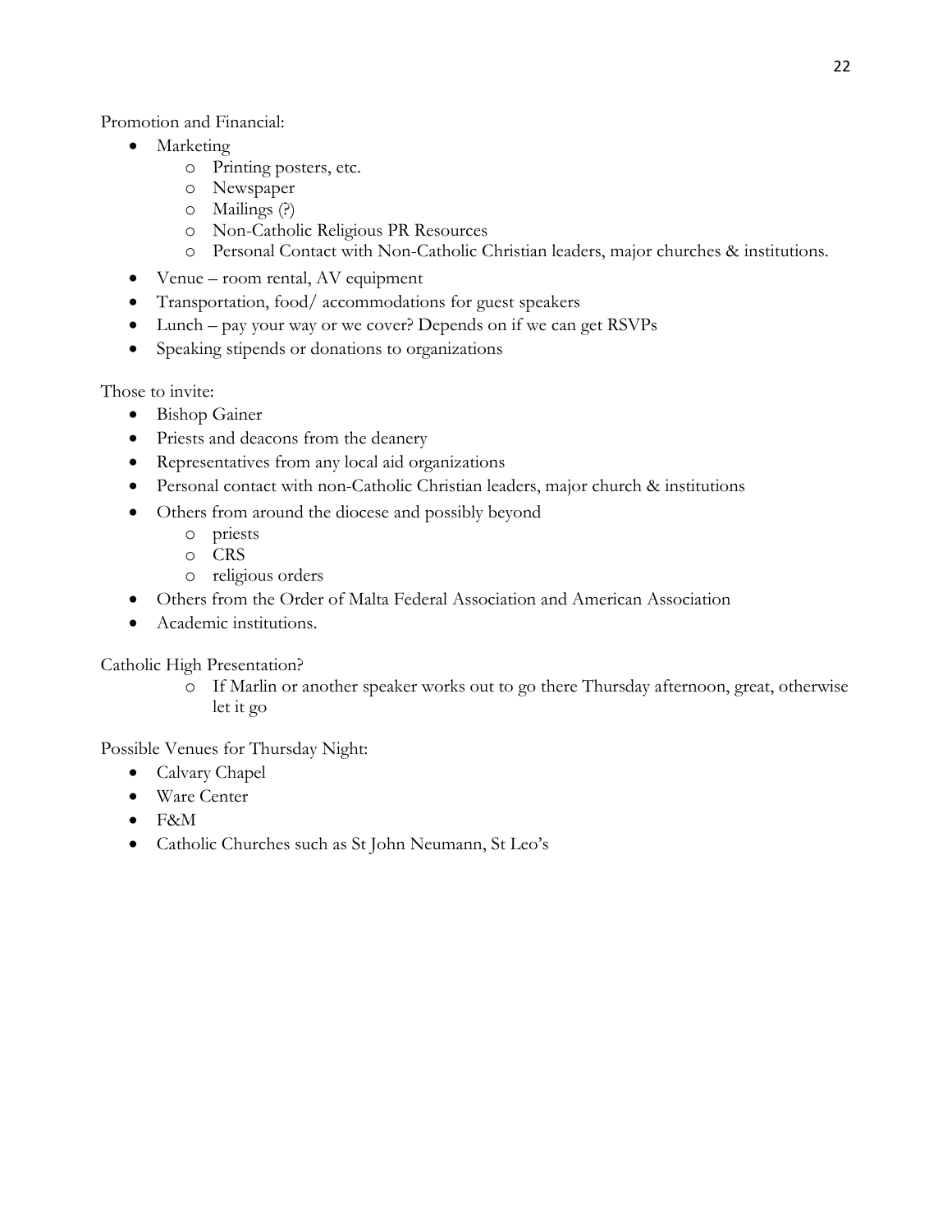Promotion and Financial:

- Marketing
  - Printing posters, etc.
  - Newspaper
  - Mailings (?)
  - Non-Catholic Religious PR Resources
  - Personal Contact with Non-Catholic Christian leaders, major churches & institutions.
- Venue – room rental, AV equipment
- Transportation, food/ accommodations for guest speakers
- Lunch – pay your way or we cover? Depends on if we can get RSVPs
- Speaking stipends or donations to organizations

Those to invite:

- Bishop Gainer
- Priests and deacons from the deanery
- Representatives from any local aid organizations
- Personal contact with non-Catholic Christian leaders, major church & institutions
- Others from around the diocese and possibly beyond
  - priests
  - CRS
  - religious orders
- Others from the Order of Malta Federal Association and American Association
- Academic institutions.

Catholic High Presentation?

- If Marlin or another speaker works out to go there Thursday afternoon, great, otherwise let it go

Possible Venues for Thursday Night:

- Calvary Chapel
- Ware Center
- F&M
- Catholic Churches such as St John Neumann, St Leo's